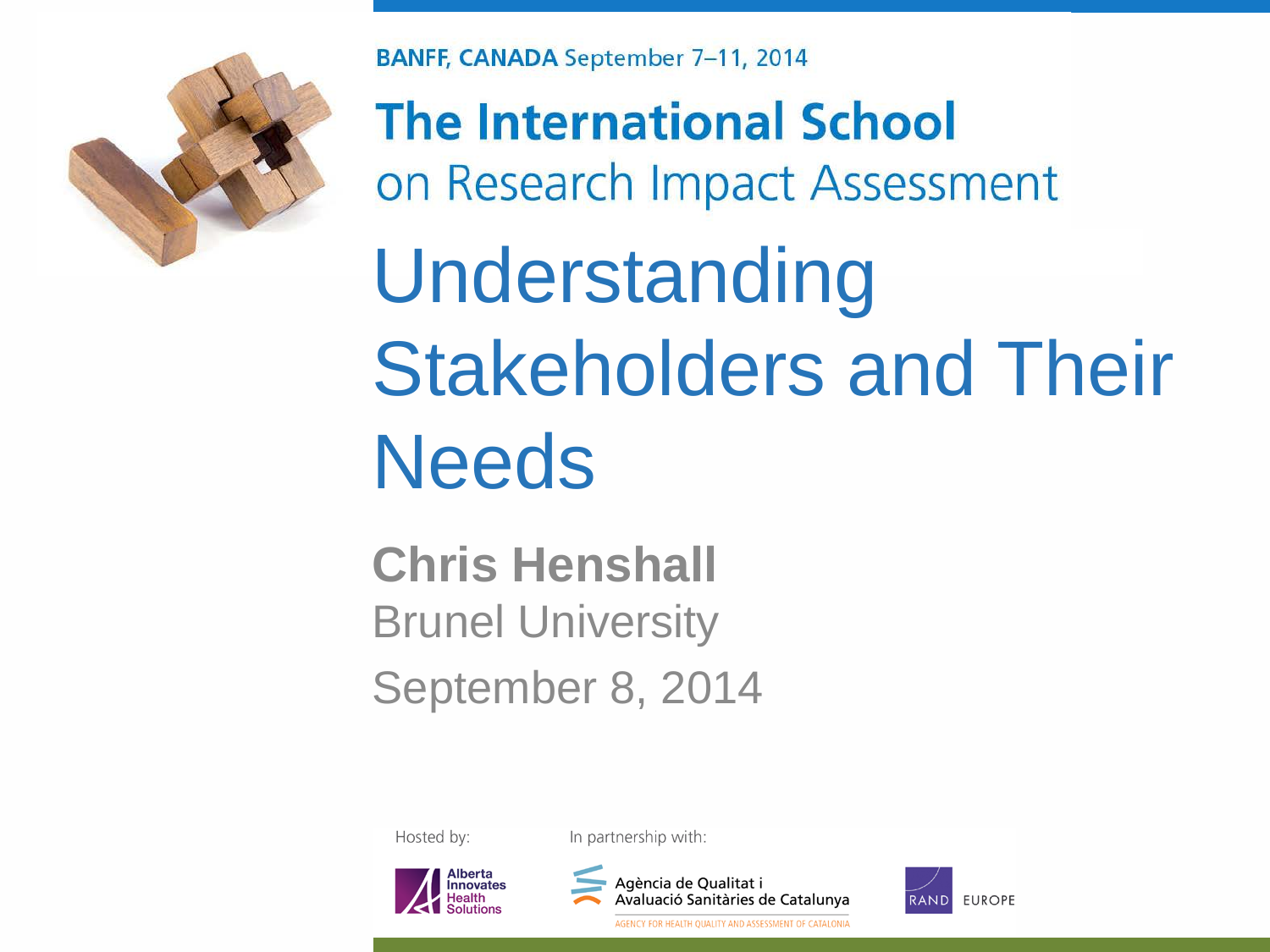BANFF, CANADA September 7–11, 2014

**The International School**
on Research Impact Assessment

# Understanding Stakeholders and Their Needs

**Chris Henshall**
Brunel University
September 8, 2014

Hosted by: Alberta Innovates Health Solutions

In partnership with: Agència de Qualitat i Avaluació Sanitàries de Catalunya — AGENCY FOR HEALTH QUALITY AND ASSESSMENT OF CATALONIA; RAND EUROPE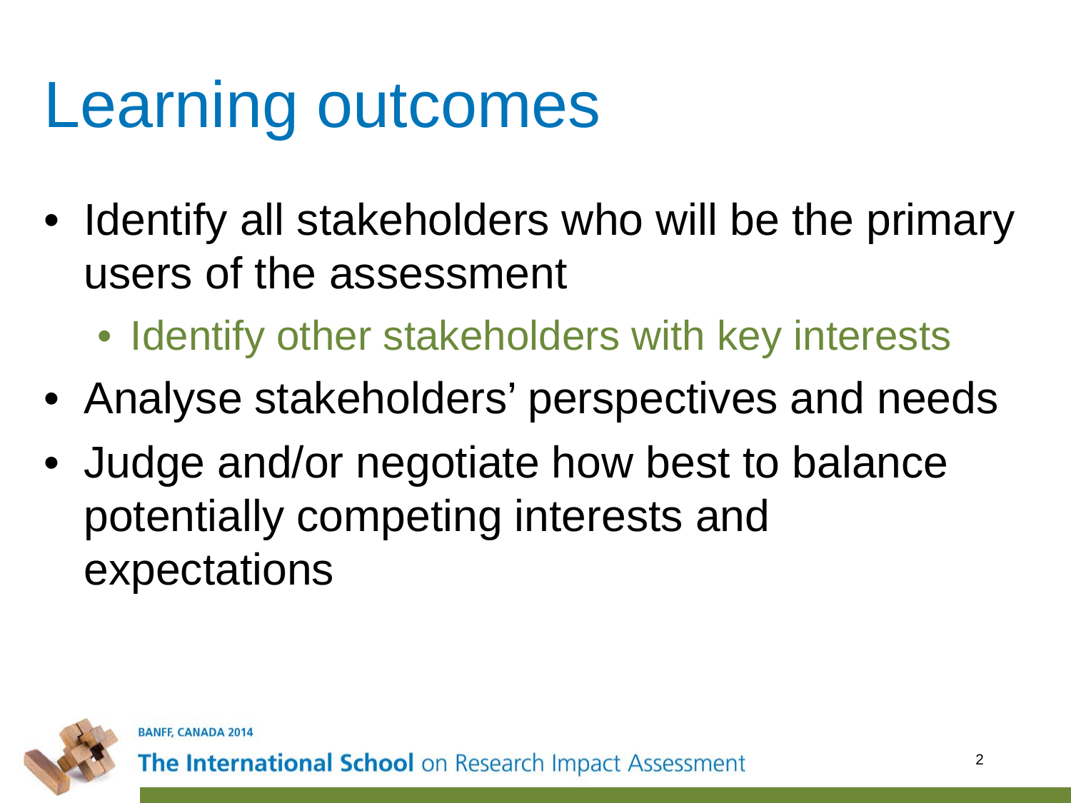# Learning outcomes

- Identify all stakeholders who will be the primary users of the assessment
  - Identify other stakeholders with key interests
- Analyse stakeholders' perspectives and needs
- Judge and/or negotiate how best to balance potentially competing interests and expectations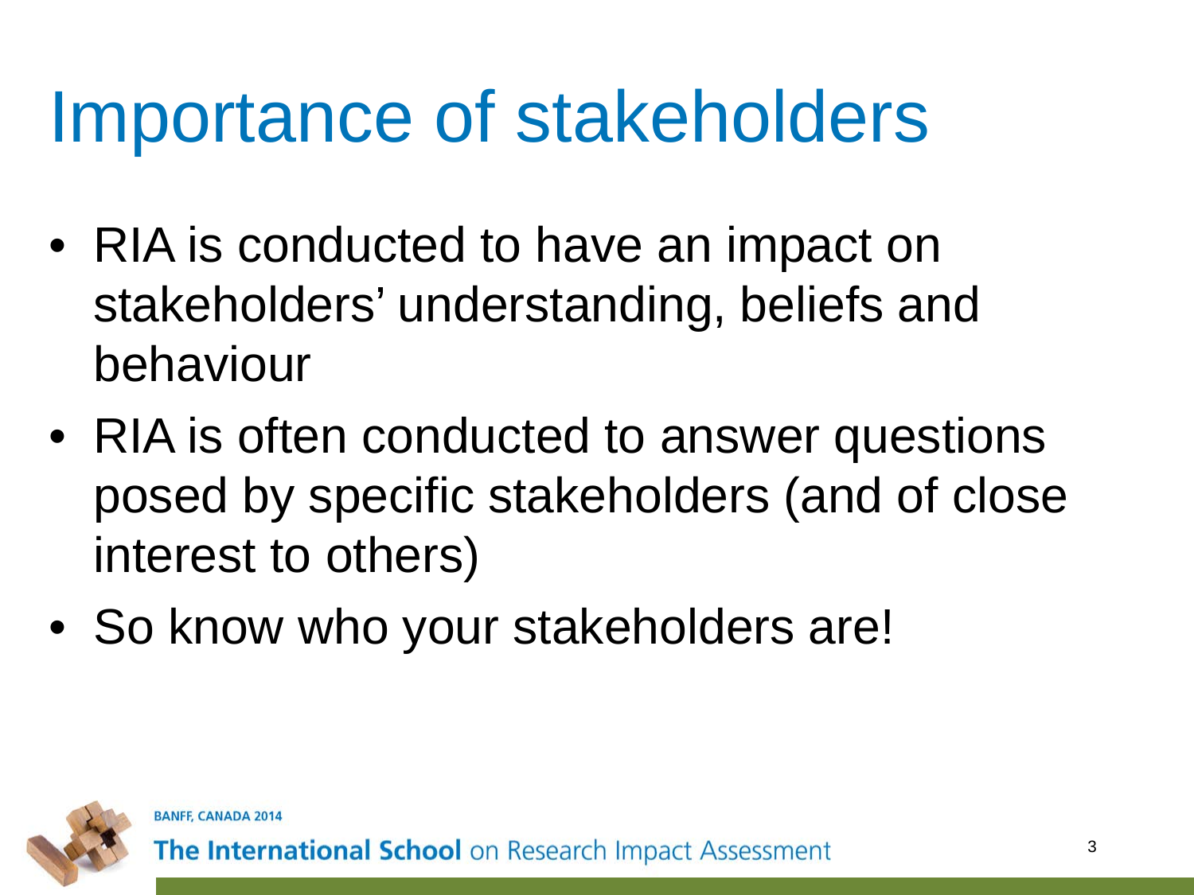# Importance of stakeholders

- RIA is conducted to have an impact on stakeholders' understanding, beliefs and behaviour
- RIA is often conducted to answer questions posed by specific stakeholders (and of close interest to others)
- So know who your stakeholders are!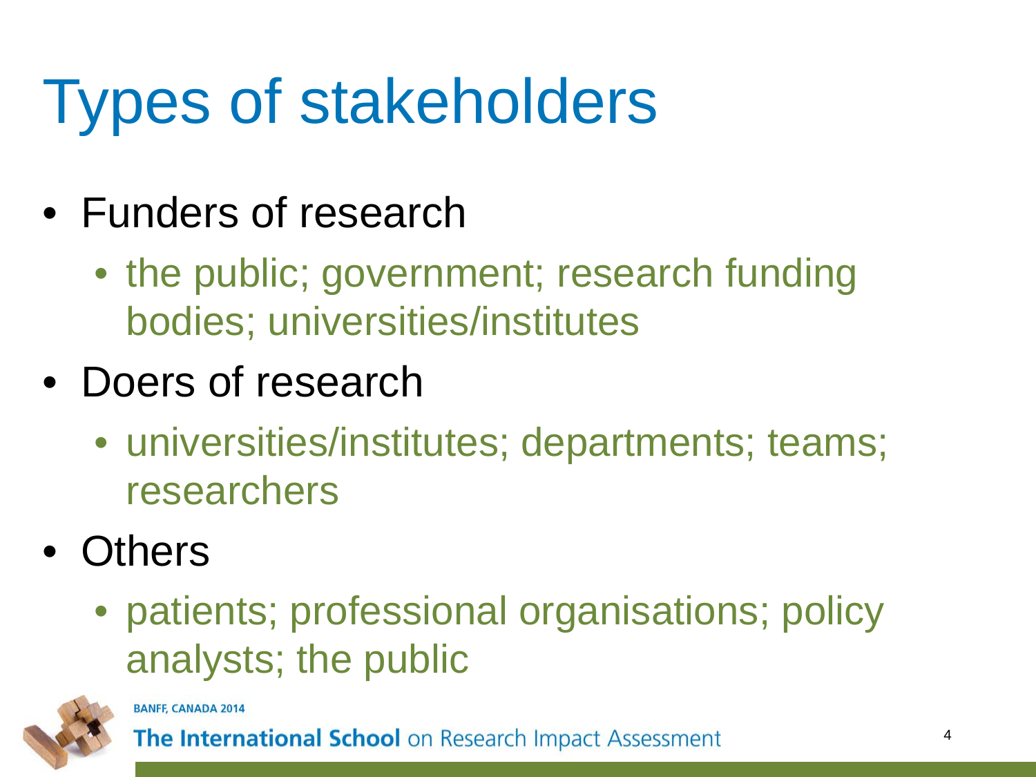# Types of stakeholders

- Funders of research
  - the public; government; research funding bodies; universities/institutes
- Doers of research
  - universities/institutes; departments; teams; researchers
- Others
  - patients; professional organisations; policy analysts; the public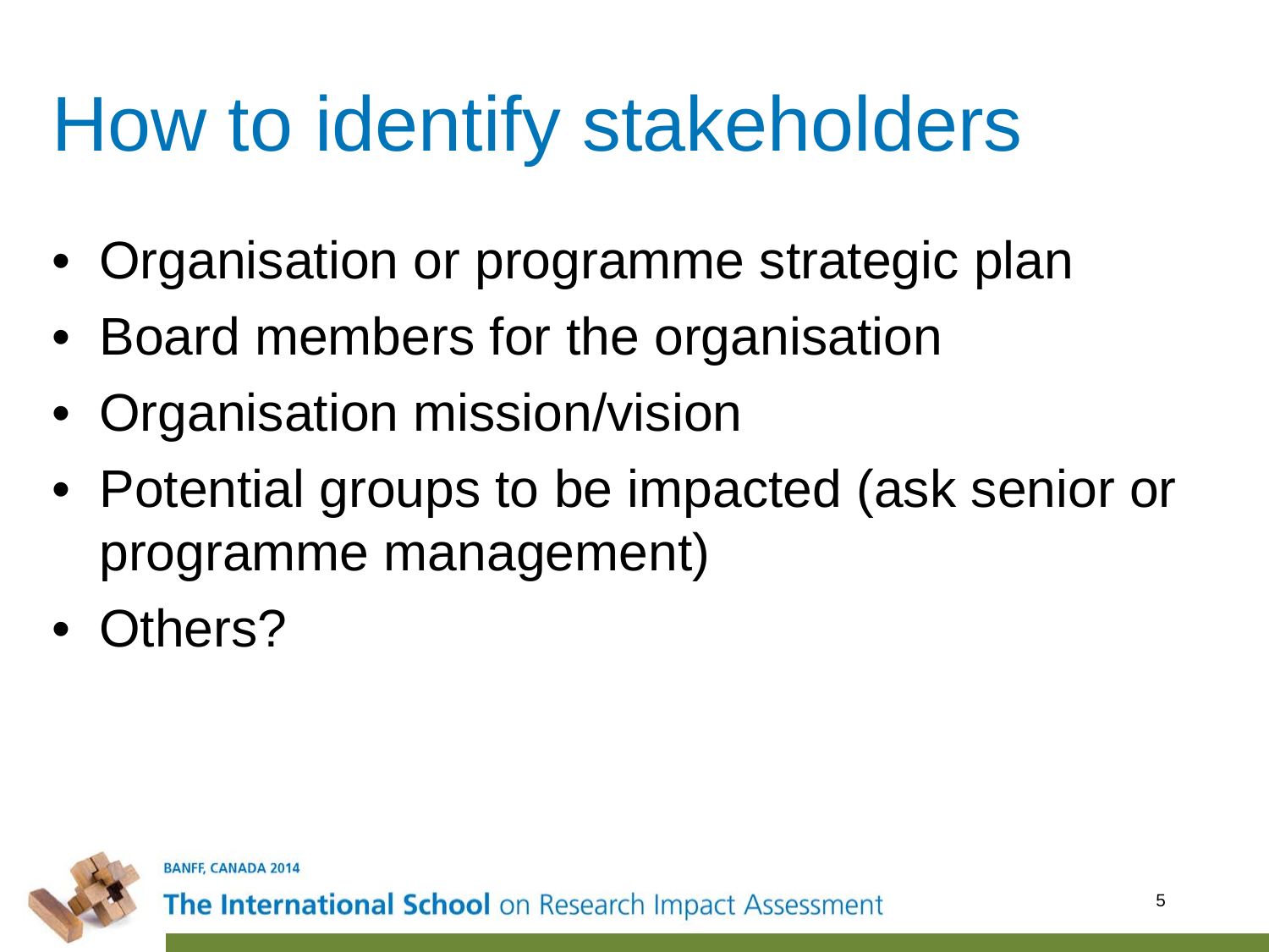# How to identify stakeholders

- Organisation or programme strategic plan
- Board members for the organisation
- Organisation mission/vision
- Potential groups to be impacted (ask senior or programme management)
- Others?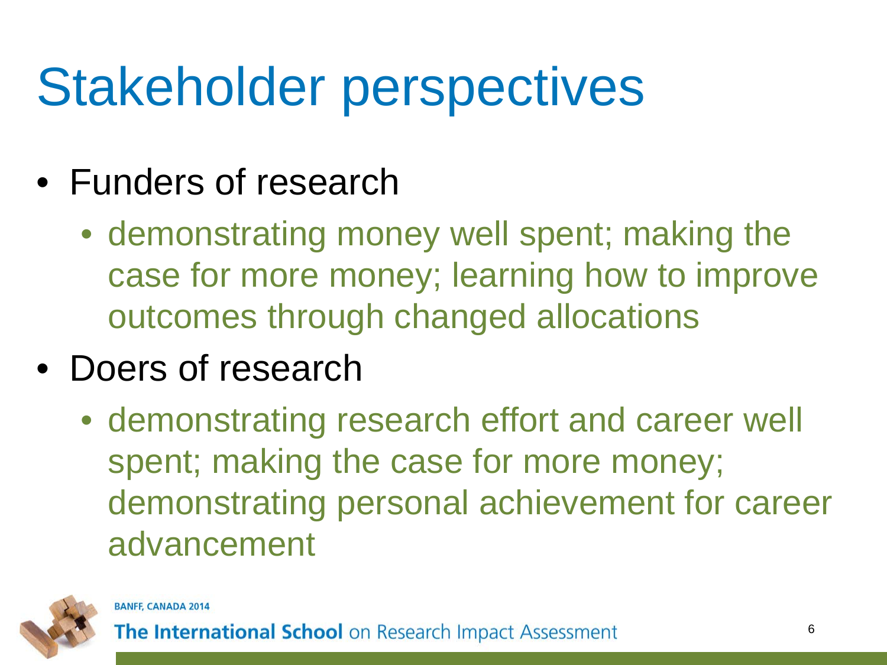# Stakeholder perspectives

- Funders of research
  - demonstrating money well spent; making the case for more money; learning how to improve outcomes through changed allocations
- Doers of research
  - demonstrating research effort and career well spent; making the case for more money; demonstrating personal achievement for career advancement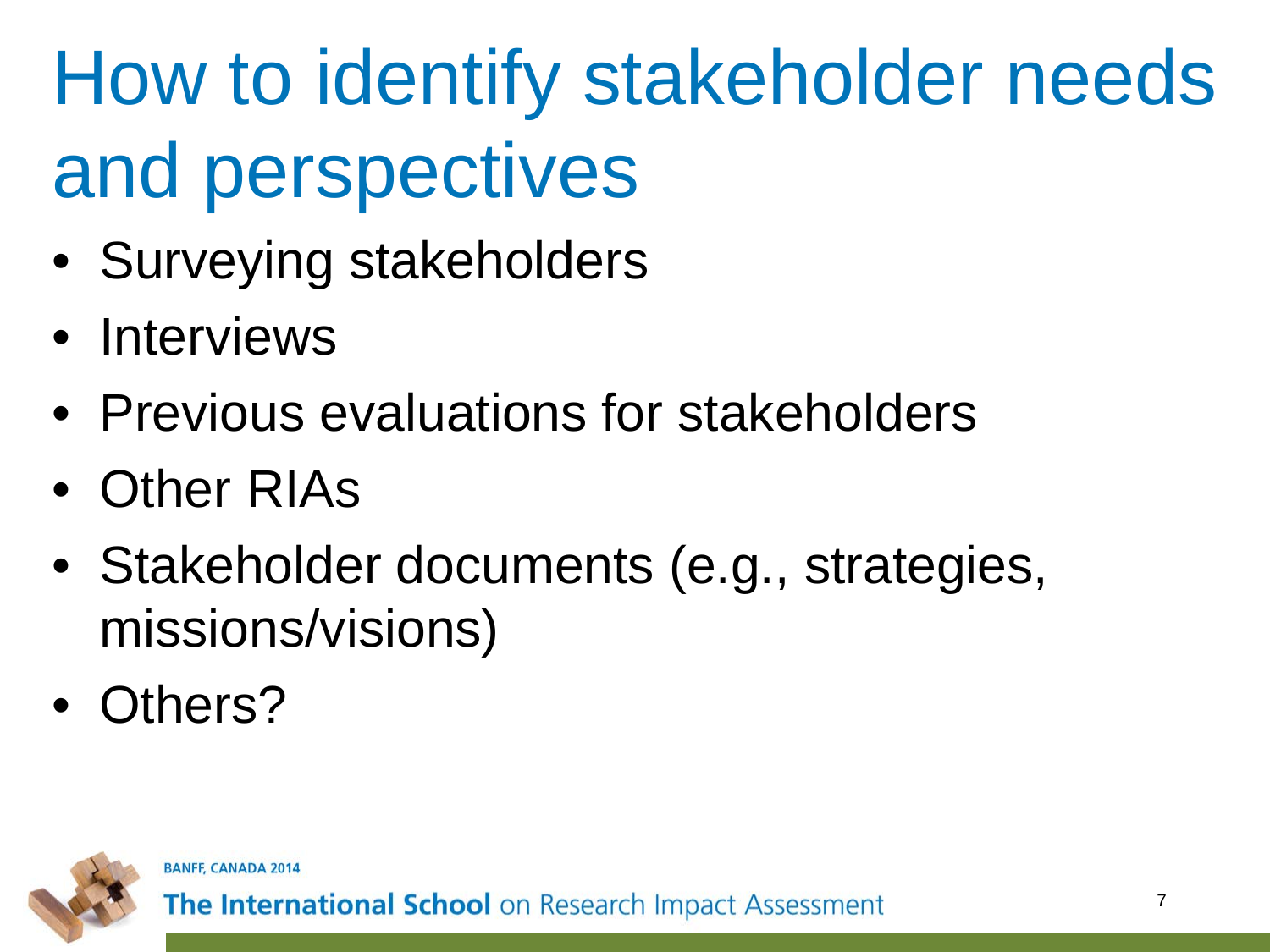# How to identify stakeholder needs and perspectives

- Surveying stakeholders
- Interviews
- Previous evaluations for stakeholders
- Other RIAs
- Stakeholder documents (e.g., strategies, missions/visions)
- Others?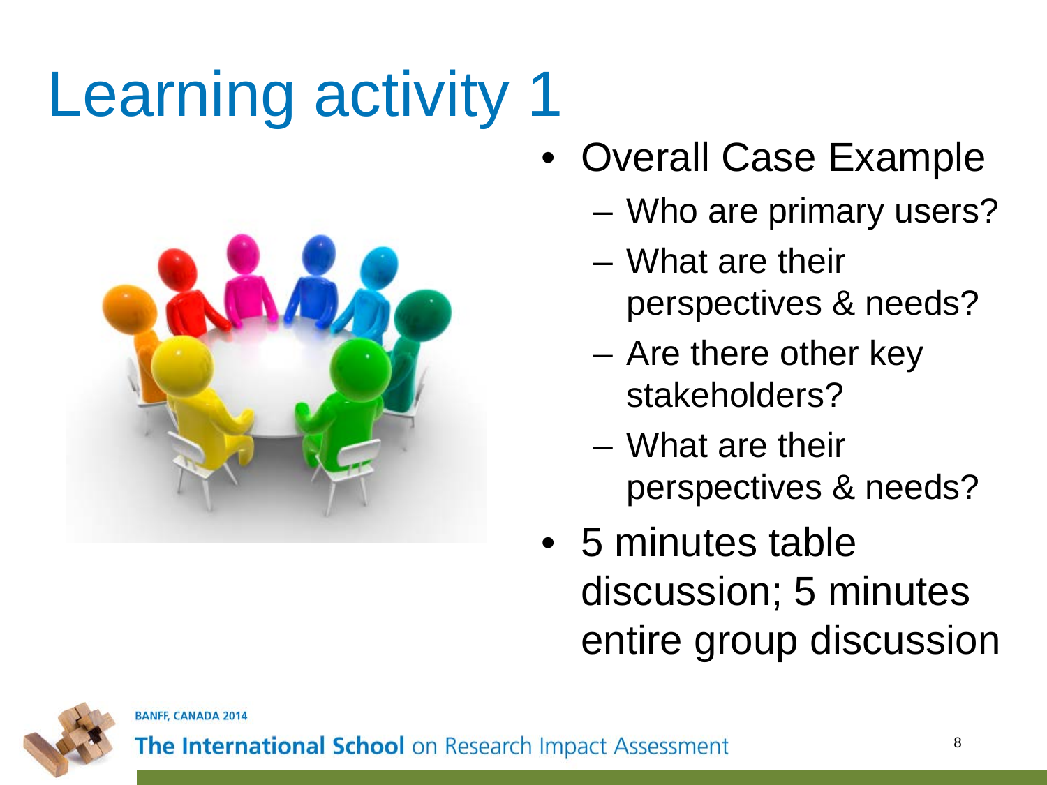# Learning activity 1

- Overall Case Example
  - Who are primary users?
  - What are their perspectives & needs?
  - Are there other key stakeholders?
  - What are their perspectives & needs?
- 5 minutes table discussion; 5 minutes entire group discussion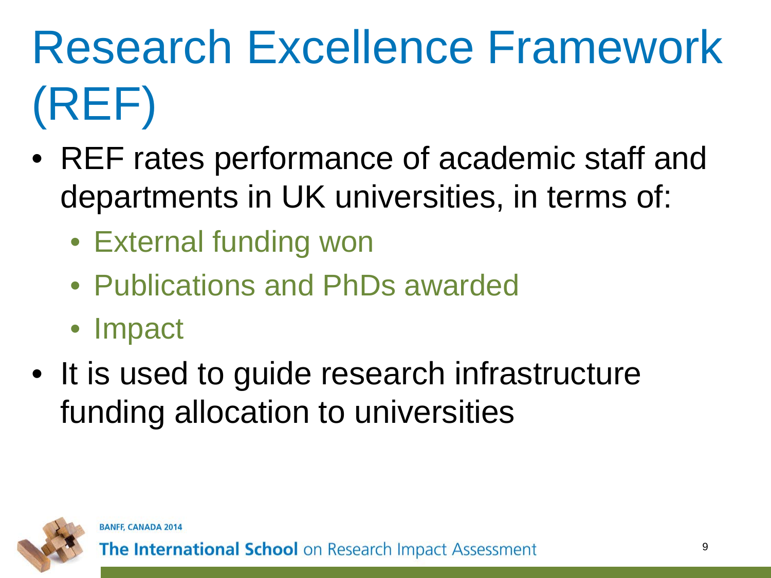# Research Excellence Framework (REF)

- REF rates performance of academic staff and departments in UK universities, in terms of:
  - External funding won
  - Publications and PhDs awarded
  - Impact
- It is used to guide research infrastructure funding allocation to universities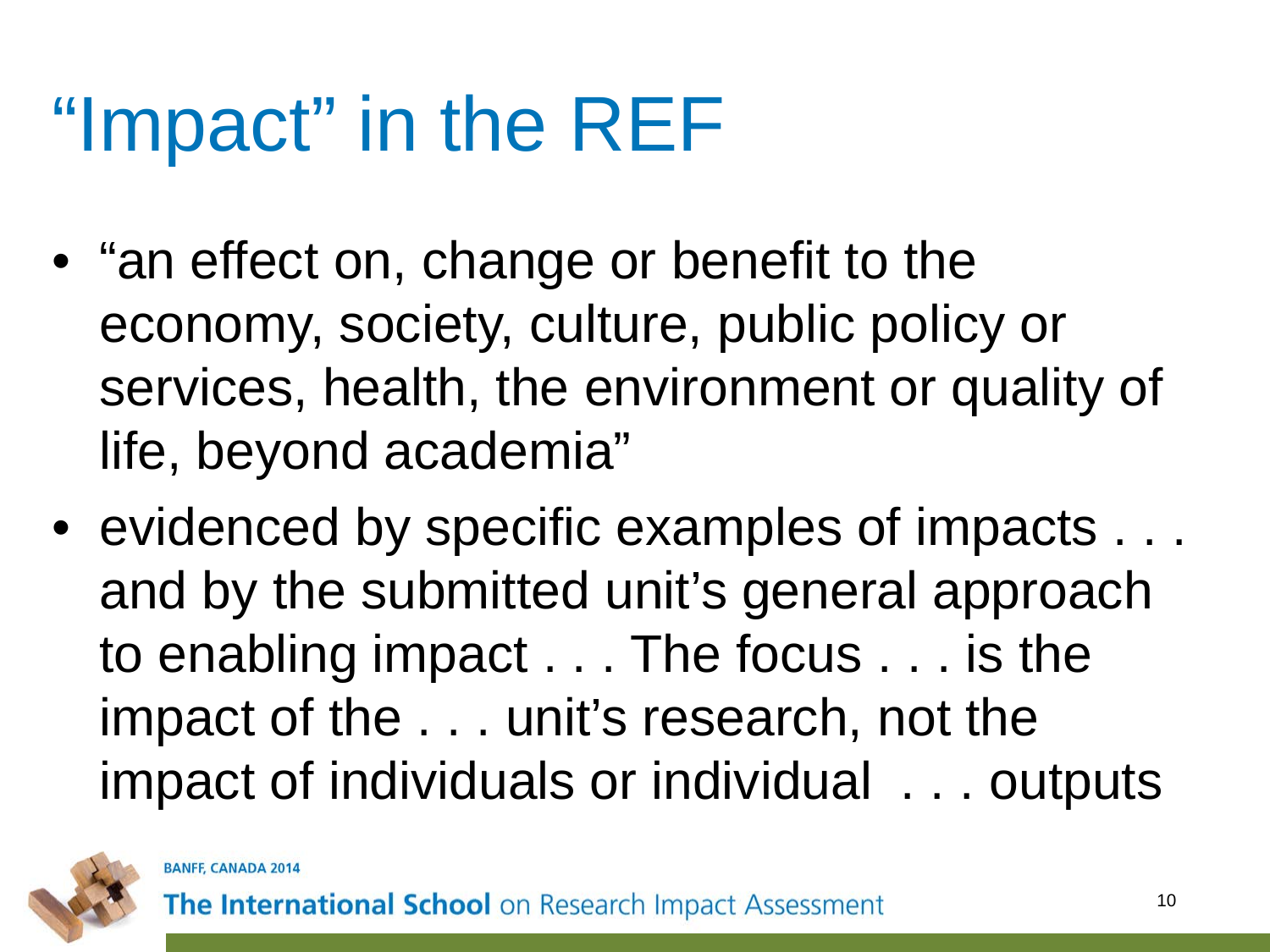# "Impact" in the REF

- "an effect on, change or benefit to the economy, society, culture, public policy or services, health, the environment or quality of life, beyond academia"
- evidenced by specific examples of impacts . . . and by the submitted unit's general approach to enabling impact . . . The focus . . . is the impact of the . . . unit's research, not the impact of individuals or individual . . . outputs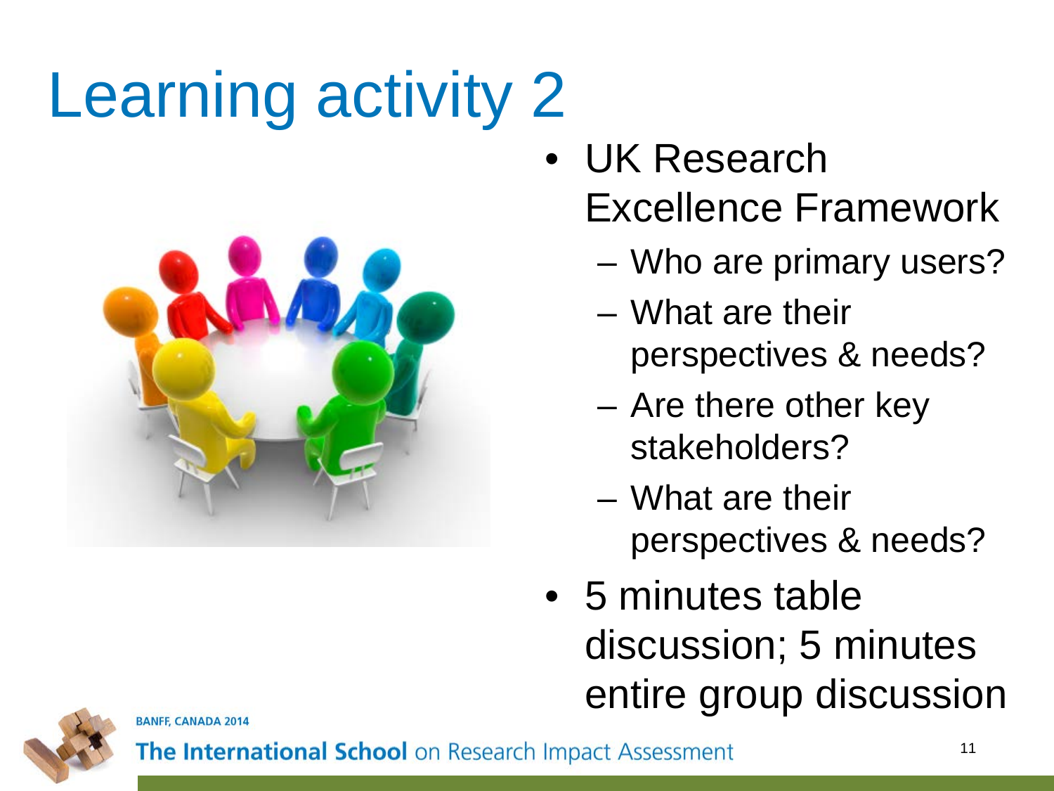# Learning activity 2

- UK Research Excellence Framework
  - Who are primary users?
  - What are their perspectives & needs?
  - Are there other key stakeholders?
  - What are their perspectives & needs?
- 5 minutes table discussion; 5 minutes entire group discussion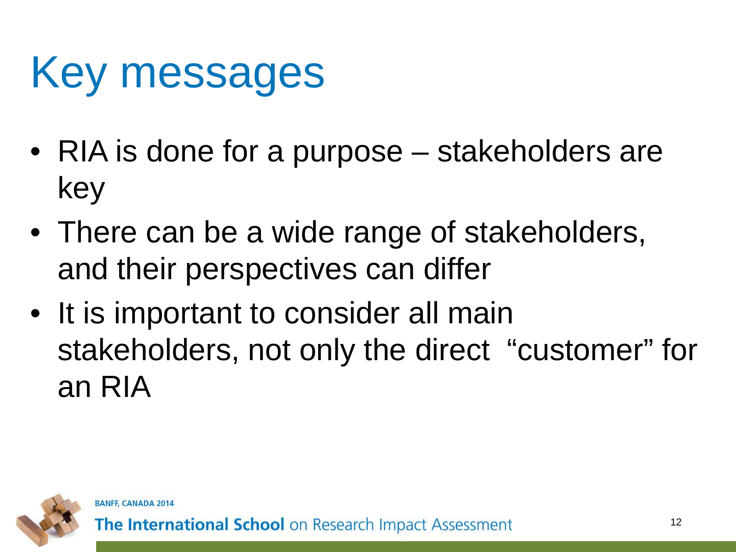# Key messages

- RIA is done for a purpose – stakeholders are key
- There can be a wide range of stakeholders, and their perspectives can differ
- It is important to consider all main stakeholders, not only the direct "customer" for an RIA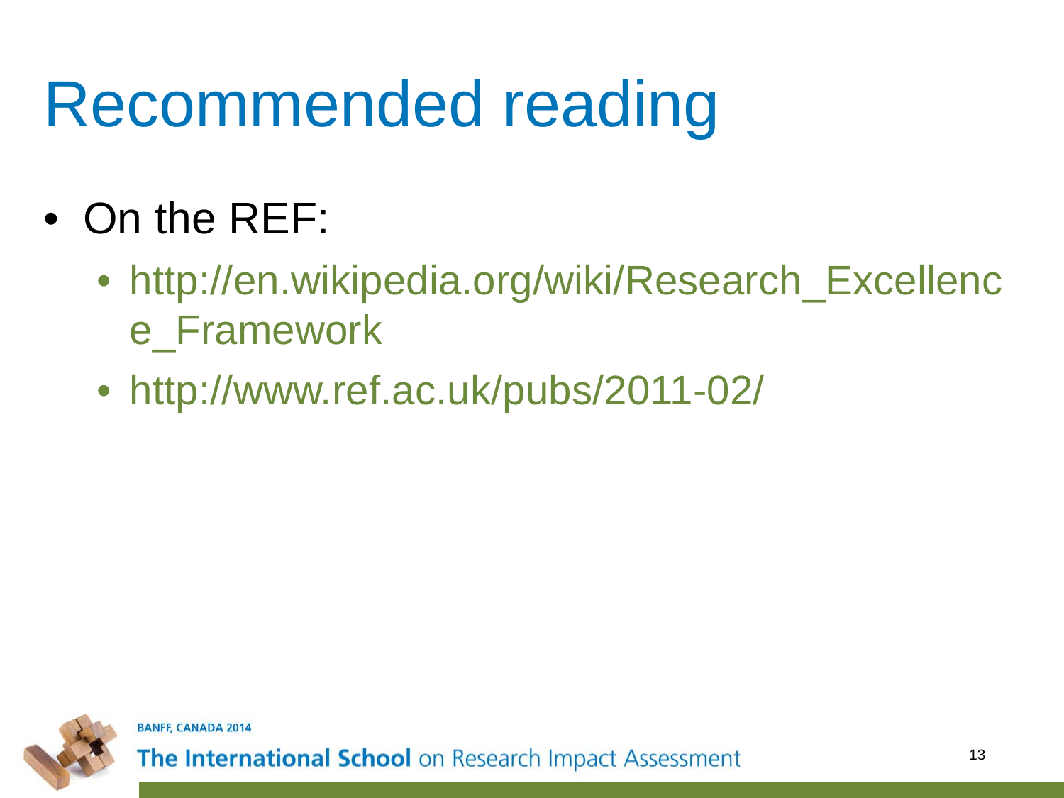# Recommended reading

- On the REF:
  - http://en.wikipedia.org/wiki/Research_Excellence_Framework
  - http://www.ref.ac.uk/pubs/2011-02/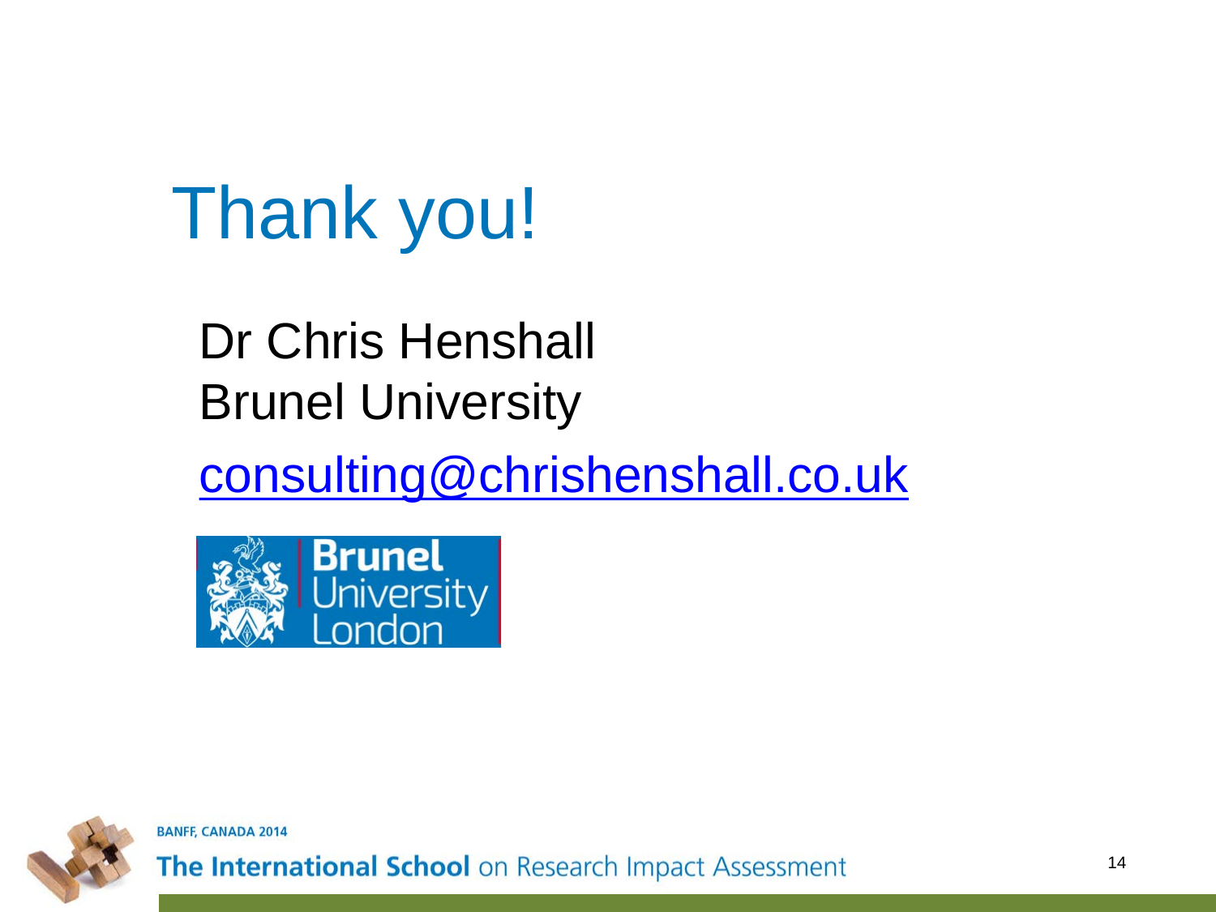# Thank you!

Dr Chris Henshall
Brunel University

consulting@chrishenshall.co.uk